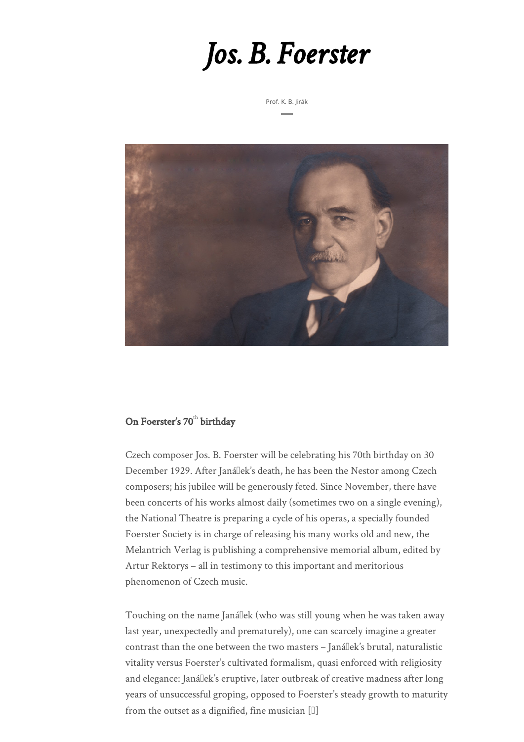# Jos. B. Foerster

Prof. K. B. Jirák

### On Foerster's 70th birthday

Czech composer Jos. B. Foerster will be celebrating his 70th birthday on 30 December 1929. After Janáček's death, he has been the Nestor among Czech composers; his jubilee will be generously feted. Since November, there have been concerts of his works almost daily (sometimes two on a single evening), the National Theatre is preparing a cycle of his operas, a specially founded Foerster Society is in charge of releasing his many works old and new, the Melantrich Verlag is publishing a comprehensive memorial album, edited by Artur Rektorys – all in testimony to this important and meritorious phenomenon of Czech music.

Touching on the name Janáček (who was still young when he was taken away last year, unexpectedly and prematurely), one can scarcely imagine a greater contrast than the one between the two masters – Janáček's brutal, naturalistic vitality versus Foerster's cultivated formalism, quasi enforced with religiosity and elegance: Janáček's eruptive, later outbreak of creative madness after long years of unsuccessful groping, opposed to Foerster's steady growth to maturity from the outset as a dignified, fine musician […]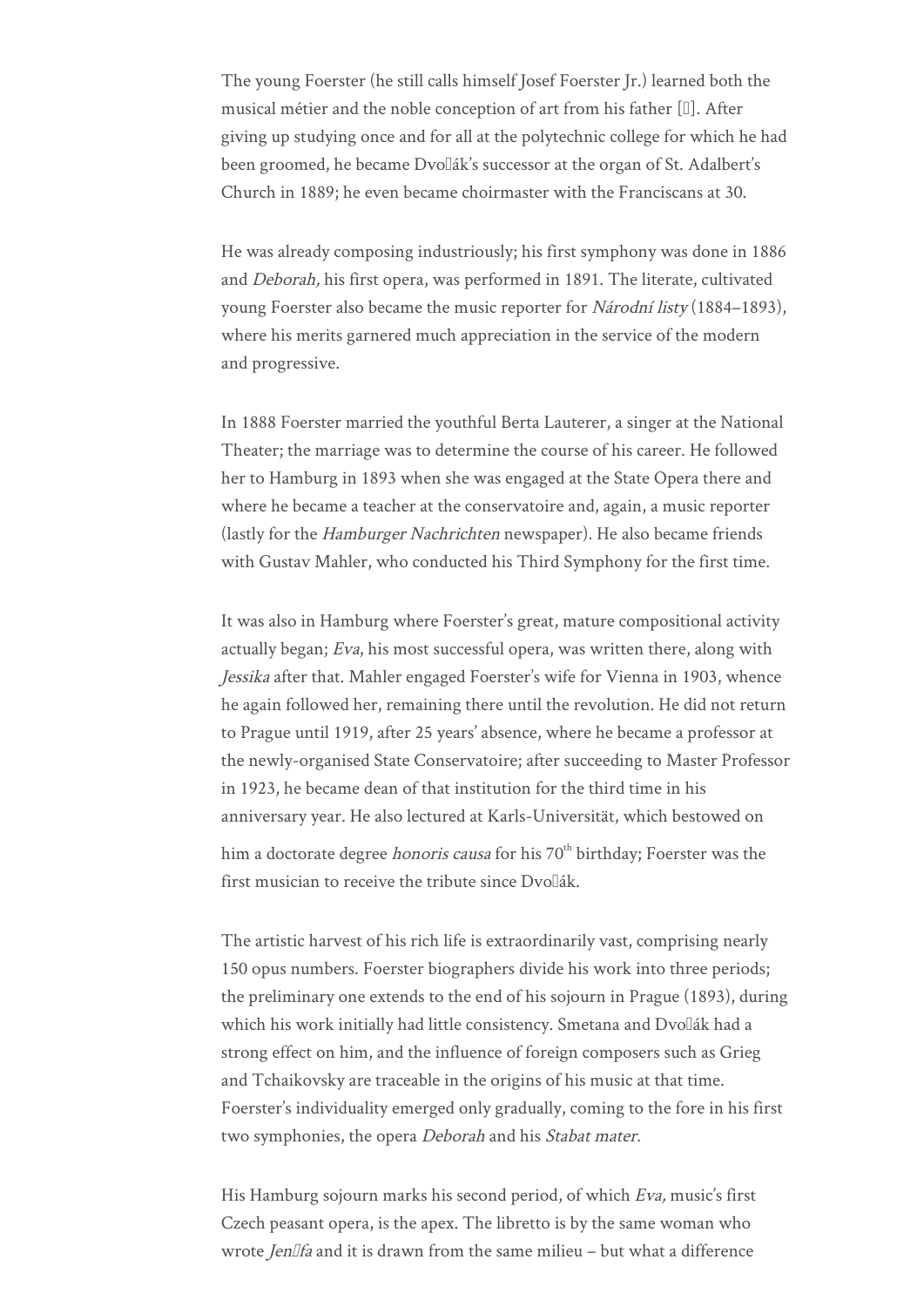The young Foerster (he still calls himself Josef Foerster Jr.) learned both the musical métier and the noble conception of art from his father [ ]. After giving up studying once and for all at the polytechnic college for which he had been groomed, he became Dvořák's successor at the organ of St. Adalbert's Church in 1889; he even became choirmaster with the Franciscans at 30.

He was already composing industriously; his first symphony was done in 1886 and *Deborah,* his first opera, was performed in 1891. The literate, cultivated young Foerster also became the music reporter for *Národní listy* (1884–1893), where his merits garnered much appreciation in the service of the modern and progressive.

In 1888 Foerster married the youthful Berta Lauterer, a singer at the National Theater; the marriage was to determine the course of his career. He followed her to Hamburg in 1893 when she was engaged at the State Opera there and where he became a teacher at the conservatoire and, again, a music reporter (lastly for the *Hamburger Nachrichten* newspaper). He also became friends with Gustav Mahler, who conducted his Third Symphony for the first time.

It was also in Hamburg where Foerster's great, mature compositional activity actually began; *Eva*, his most successful opera, was written there, along with *Jessika* after that. Mahler engaged Foerster's wife for Vienna in 1903, whence he again followed her, remaining there until the revolution. He did not return to Prague until 1919, after 25 years' absence, where he became a professor at the newly-organised State Conservatoire; after succeeding to Master Professor in 1923, he became dean of that institution for the third time in his anniversary year. He also lectured at Karls-Universität, which bestowed on him a doctorate degree *honoris causa* for his 70th birthday; Foerster was the first musician to receive the tribute since Dvořák.

The artistic harvest of his rich life is extraordinarily vast, comprising nearly 150 opus numbers. Foerster biographers divide his work into three periods; the preliminary one extends to the end of his sojourn in Prague (1893), during which his work initially had little consistency. Smetana and Dvořák had a strong effect on him, and the influence of foreign composers such as Grieg and Tchaikovsky are traceable in the origins of his music at that time. Foerster's individuality emerged only gradually, coming to the fore in his first two symphonies, the opera *Deborah* and his *Stabat mater.*

His Hamburg sojourn marks his second period, of which *Eva,* music's first Czech peasant opera, is the apex. The libretto is by the same woman who wrote *Jenůfa* and it is drawn from the same milieu – but what a difference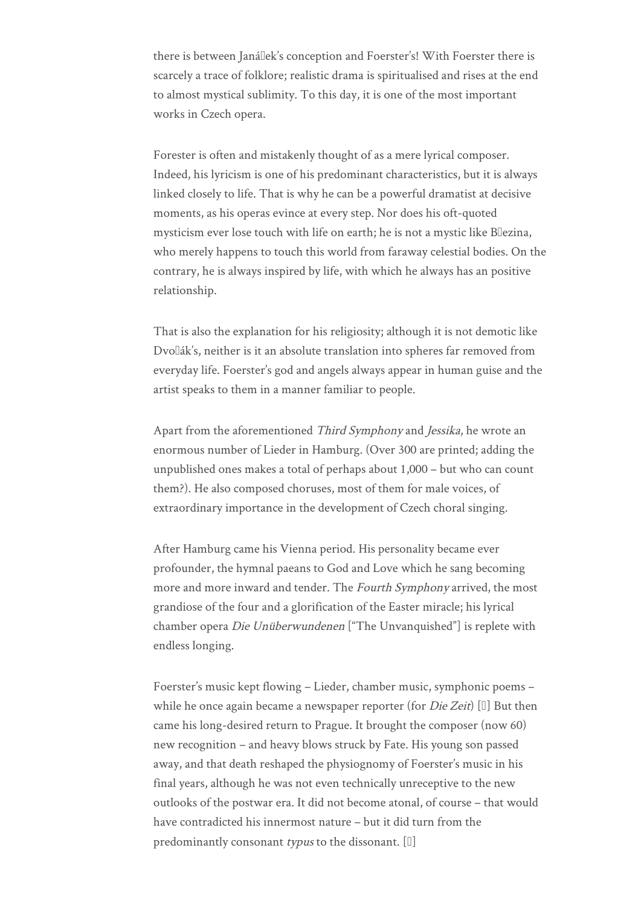there is between Janá�ek's conception and Foerster's! With Foerster there is scarcely a trace of folklore; realistic drama is spiritualised and rises at the end to almost mystical sublimity. To this day, it is one of the most important works in Czech opera.

Forester is often and mistakenly thought of as a mere lyrical composer. Indeed, his lyricism is one of his predominant characteristics, but it is always linked closely to life. That is why he can be a powerful dramatist at decisive moments, as his operas evince at every step. Nor does his oft-quoted mysticism ever lose touch with life on earth; he is not a mystic like B�ezina, who merely happens to touch this world from faraway celestial bodies. On the contrary, he is always inspired by life, with which he always has an positive relationship.

That is also the explanation for his religiosity; although it is not demotic like Dvo�ák's, neither is it an absolute translation into spheres far removed from everyday life. Foerster's god and angels always appear in human guise and the artist speaks to them in a manner familiar to people.

Apart from the aforementioned *Third Symphony* and *Jessika*, he wrote an enormous number of Lieder in Hamburg. (Over 300 are printed; adding the unpublished ones makes a total of perhaps about 1,000 – but who can count them?). He also composed choruses, most of them for male voices, of extraordinary importance in the development of Czech choral singing.

After Hamburg came his Vienna period. His personality became ever profounder, the hymnal paeans to God and Love which he sang becoming more and more inward and tender. The *Fourth Symphony* arrived, the most grandiose of the four and a glorification of the Easter miracle; his lyrical chamber opera *Die Unüberwundenen* ["The Unvanquished"] is replete with endless longing.

Foerster's music kept flowing – Lieder, chamber music, symphonic poems – while he once again became a newspaper reporter (for *Die Zeit*) [�] But then came his long-desired return to Prague. It brought the composer (now 60) new recognition – and heavy blows struck by Fate. His young son passed away, and that death reshaped the physiognomy of Foerster's music in his final years, although he was not even technically unreceptive to the new outlooks of the postwar era. It did not become atonal, of course – that would have contradicted his innermost nature – but it did turn from the predominantly consonant *typus* to the dissonant. [�]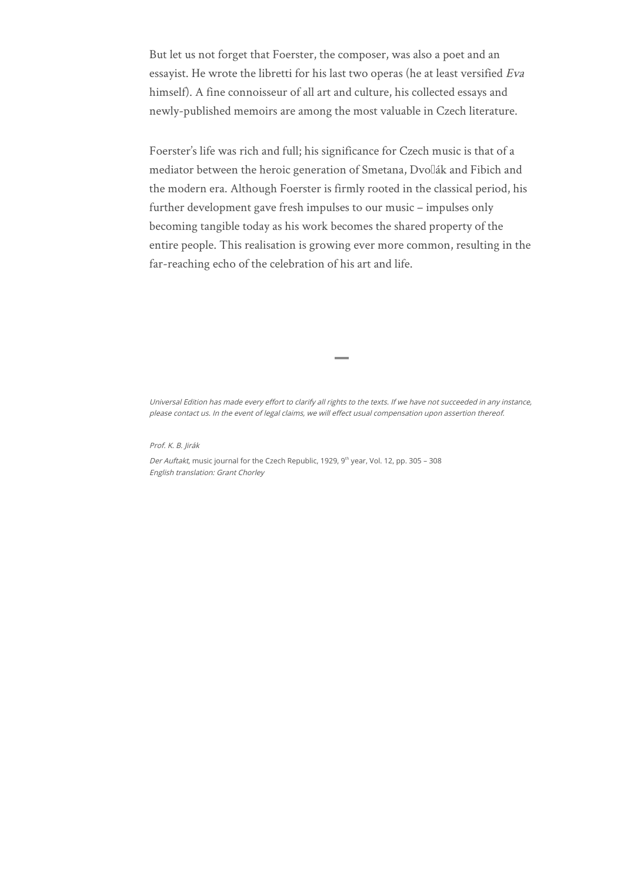But let us not forget that Foerster, the composer, was also a poet and an essayist. He wrote the libretti for his last two operas (he at least versified *Eva* himself). A fine connoisseur of all art and culture, his collected essays and newly-published memoirs are among the most valuable in Czech literature.

Foerster's life was rich and full; his significance for Czech music is that of a mediator between the heroic generation of Smetana, Dvořák and Fibich and the modern era. Although Foerster is firmly rooted in the classical period, his further development gave fresh impulses to our music – impulses only becoming tangible today as his work becomes the shared property of the entire people. This realisation is growing ever more common, resulting in the far-reaching echo of the celebration of his art and life.

---

*Universal Edition has made every effort to clarify all rights to the texts. If we have not succeeded in any instance, please contact us. In the event of legal claims, we will effect usual compensation upon assertion thereof.*

*Prof. K. B. Jirák*

*Der Auftakt*, music journal for the Czech Republic, 1929, 9th year, Vol. 12, pp. 305 – 308
*English translation: Grant Chorley*